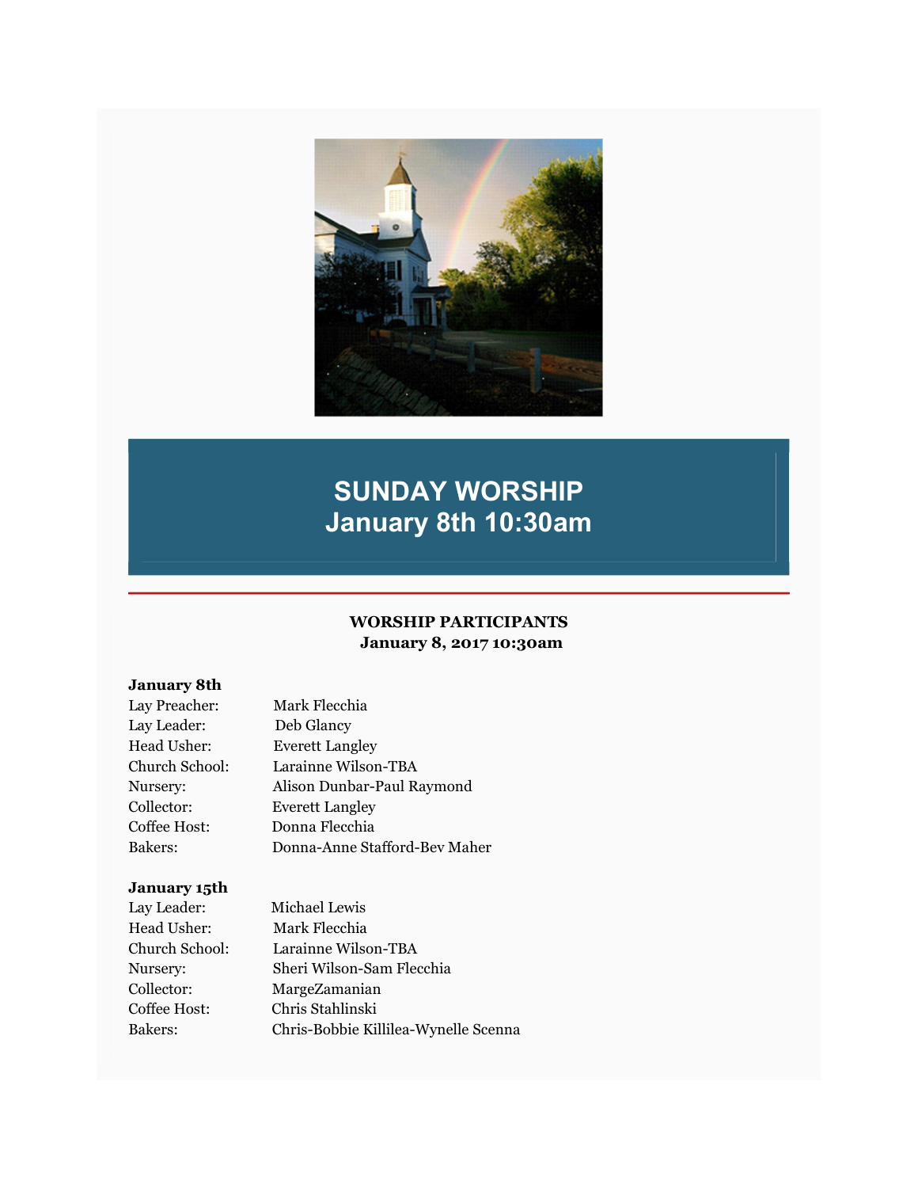# SUNDAY WORSHIP
# January 8th 10:30am

**WORSHIP PARTICIPANTS**
**January 8, 2017 10:30am**

**January 8th**

| | |
|---|---|
| Lay Preacher: | Mark Flecchia |
| Lay Leader: | Deb Glancy |
| Head Usher: | Everett Langley |
| Church School: | Larainne Wilson-TBA |
| Nursery: | Alison Dunbar-Paul Raymond |
| Collector: | Everett Langley |
| Coffee Host: | Donna Flecchia |
| Bakers: | Donna-Anne Stafford-Bev Maher |

**January 15th**

| | |
|---|---|
| Lay Leader: | Michael Lewis |
| Head Usher: | Mark Flecchia |
| Church School: | Larainne Wilson-TBA |
| Nursery: | Sheri Wilson-Sam Flecchia |
| Collector: | MargeZamanian |
| Coffee Host: | Chris Stahlinski |
| Bakers: | Chris-Bobbie Killilea-Wynelle Scenna |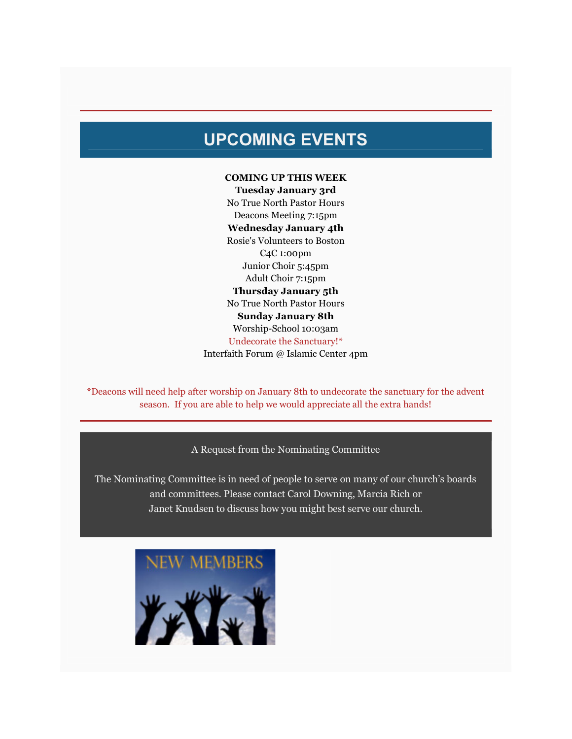## UPCOMING EVENTS

**COMING UP THIS WEEK**

**Tuesday January 3rd**

No True North Pastor Hours

Deacons Meeting 7:15pm

**Wednesday January 4th**

Rosie's Volunteers to Boston

C4C 1:00pm

Junior Choir 5:45pm

Adult Choir 7:15pm

**Thursday January 5th**

No True North Pastor Hours

**Sunday January 8th**

Worship-School 10:03am

Undecorate the Sanctuary!*

Interfaith Forum @ Islamic Center 4pm

*Deacons will need help after worship on January 8th to undecorate the sanctuary for the advent season. If you are able to help we would appreciate all the extra hands!

A Request from the Nominating Committee

The Nominating Committee is in need of people to serve on many of our church's boards and committees. Please contact Carol Downing, Marcia Rich or Janet Knudsen to discuss how you might best serve our church.

NEW MEMBERS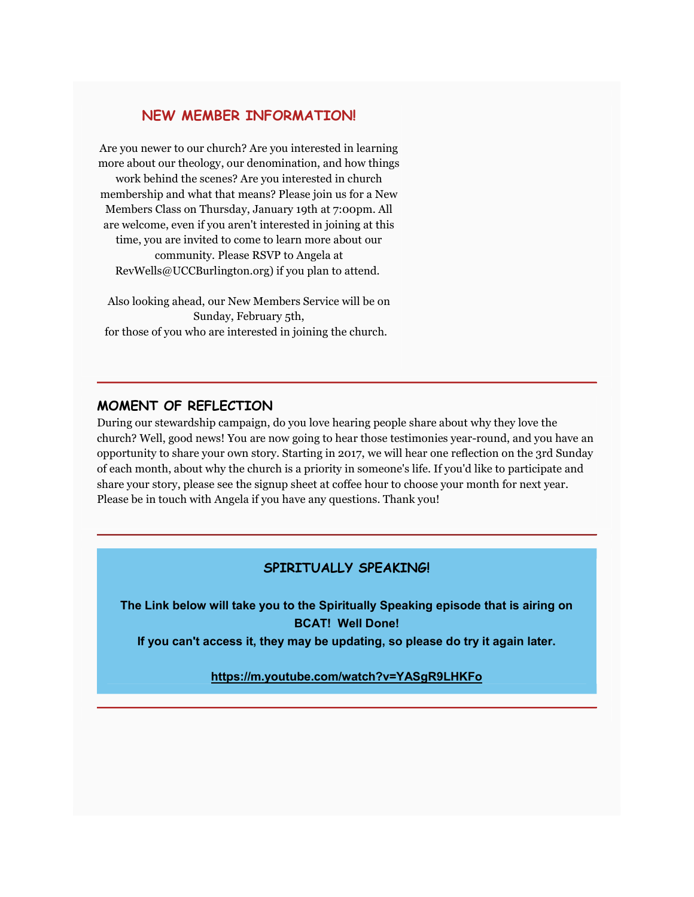## NEW MEMBER INFORMATION!

Are you newer to our church? Are you interested in learning more about our theology, our denomination, and how things work behind the scenes? Are you interested in church membership and what that means? Please join us for a New Members Class on Thursday, January 19th at 7:00pm. All are welcome, even if you aren't interested in joining at this time, you are invited to come to learn more about our community. Please RSVP to Angela at RevWells@UCCBurlington.org) if you plan to attend.

Also looking ahead, our New Members Service will be on Sunday, February 5th,
for those of you who are interested in joining the church.

---

## MOMENT OF REFLECTION

During our stewardship campaign, do you love hearing people share about why they love the church? Well, good news! You are now going to hear those testimonies year-round, and you have an opportunity to share your own story. Starting in 2017, we will hear one reflection on the 3rd Sunday of each month, about why the church is a priority in someone's life. If you'd like to participate and share your story, please see the signup sheet at coffee hour to choose your month for next year. Please be in touch with Angela if you have any questions. Thank you!

---

## SPIRITUALLY SPEAKING!

**The Link below will take you to the Spiritually Speaking episode that is airing on BCAT! Well Done!**
**If you can't access it, they may be updating, so please do try it again later.**

**https://m.youtube.com/watch?v=YASgR9LHKFo**

---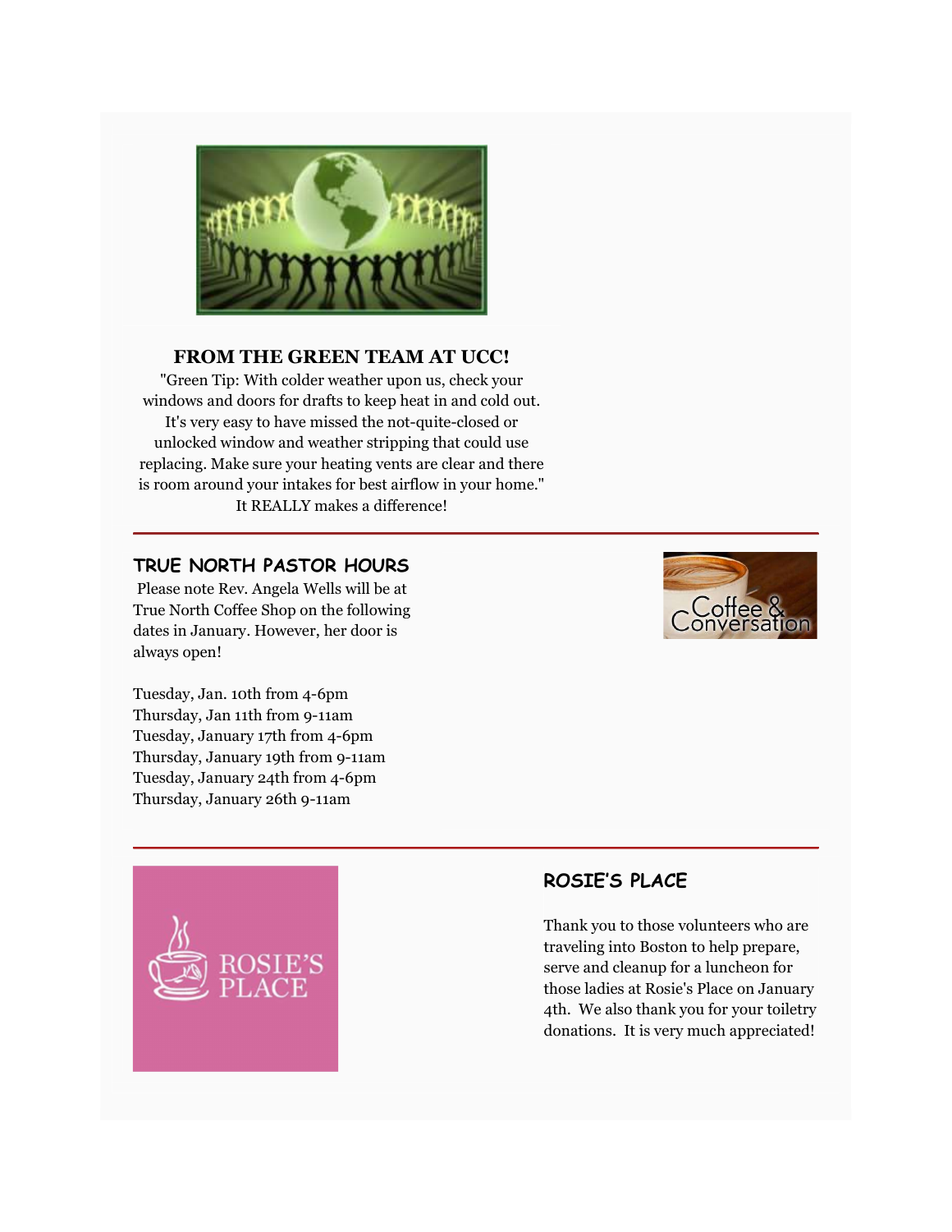## FROM THE GREEN TEAM AT UCC!

"Green Tip: With colder weather upon us, check your windows and doors for drafts to keep heat in and cold out. It's very easy to have missed the not-quite-closed or unlocked window and weather stripping that could use replacing. Make sure your heating vents are clear and there is room around your intakes for best airflow in your home." It REALLY makes a difference!

---

## TRUE NORTH PASTOR HOURS

Please note Rev. Angela Wells will be at True North Coffee Shop on the following dates in January. However, her door is always open!

Tuesday, Jan. 10th from 4-6pm
Thursday, Jan 11th from 9-11am
Tuesday, January 17th from 4-6pm
Thursday, January 19th from 9-11am
Tuesday, January 24th from 4-6pm
Thursday, January 26th 9-11am

---

## ROSIE'S PLACE

Thank you to those volunteers who are traveling into Boston to help prepare, serve and cleanup for a luncheon for those ladies at Rosie's Place on January 4th. We also thank you for your toiletry donations. It is very much appreciated!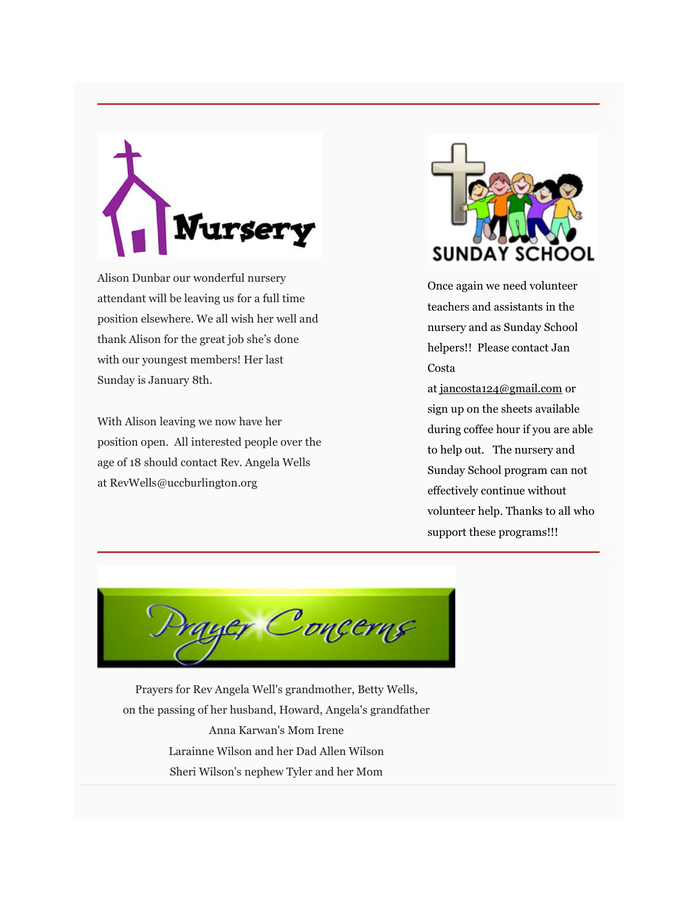## Nursery

Alison Dunbar our wonderful nursery attendant will be leaving us for a full time position elsewhere. We all wish her well and thank Alison for the great job she's done with our youngest members! Her last Sunday is January 8th.

With Alison leaving we now have her position open. All interested people over the age of 18 should contact Rev. Angela Wells at RevWells@uccburlington.org

## SUNDAY SCHOOL

Once again we need volunteer teachers and assistants in the nursery and as Sunday School helpers!! Please contact Jan Costa at jancosta124@gmail.com or sign up on the sheets available during coffee hour if you are able to help out. The nursery and Sunday School program can not effectively continue without volunteer help. Thanks to all who support these programs!!!

## Prayer Concerns

Prayers for Rev Angela Well's grandmother, Betty Wells, on the passing of her husband, Howard, Angela's grandfather

Anna Karwan's Mom Irene

Larainne Wilson and her Dad Allen Wilson

Sheri Wilson's nephew Tyler and her Mom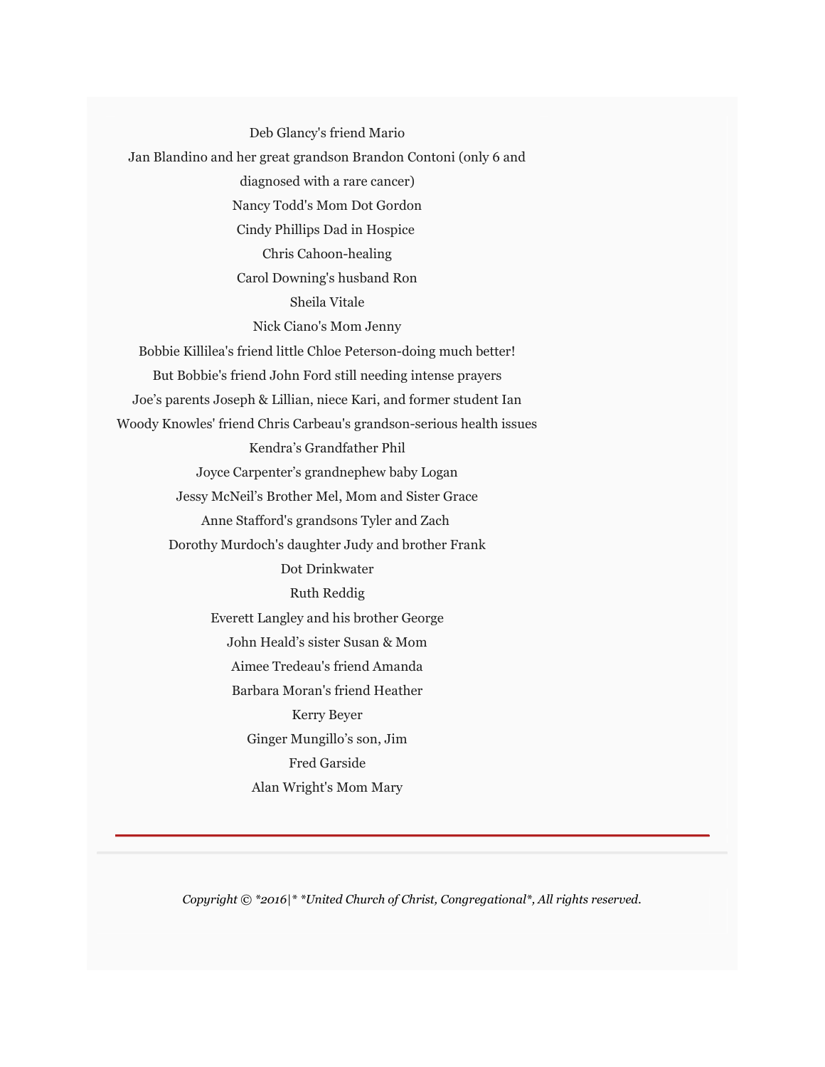Deb Glancy's friend Mario

Jan Blandino and her great grandson Brandon Contoni (only 6 and diagnosed with a rare cancer)

Nancy Todd's Mom Dot Gordon

Cindy Phillips Dad in Hospice

Chris Cahoon-healing

Carol Downing's husband Ron

Sheila Vitale

Nick Ciano's Mom Jenny

Bobbie Killilea's friend little Chloe Peterson-doing much better!

But Bobbie's friend John Ford still needing intense prayers

Joe’s parents Joseph & Lillian, niece Kari, and former student Ian

Woody Knowles' friend Chris Carbeau's grandson-serious health issues

Kendra’s Grandfather Phil

Joyce Carpenter’s grandnephew baby Logan

Jessy McNeil’s Brother Mel, Mom and Sister Grace

Anne Stafford's grandsons Tyler and Zach

Dorothy Murdoch's daughter Judy and brother Frank

Dot Drinkwater

Ruth Reddig

Everett Langley and his brother George

John Heald’s sister Susan & Mom

Aimee Tredeau's friend Amanda

Barbara Moran's friend Heather

Kerry Beyer

Ginger Mungillo’s son, Jim

Fred Garside

Alan Wright's Mom Mary

---

*Copyright © *2016|* *United Church of Christ, Congregational*, All rights reserved.*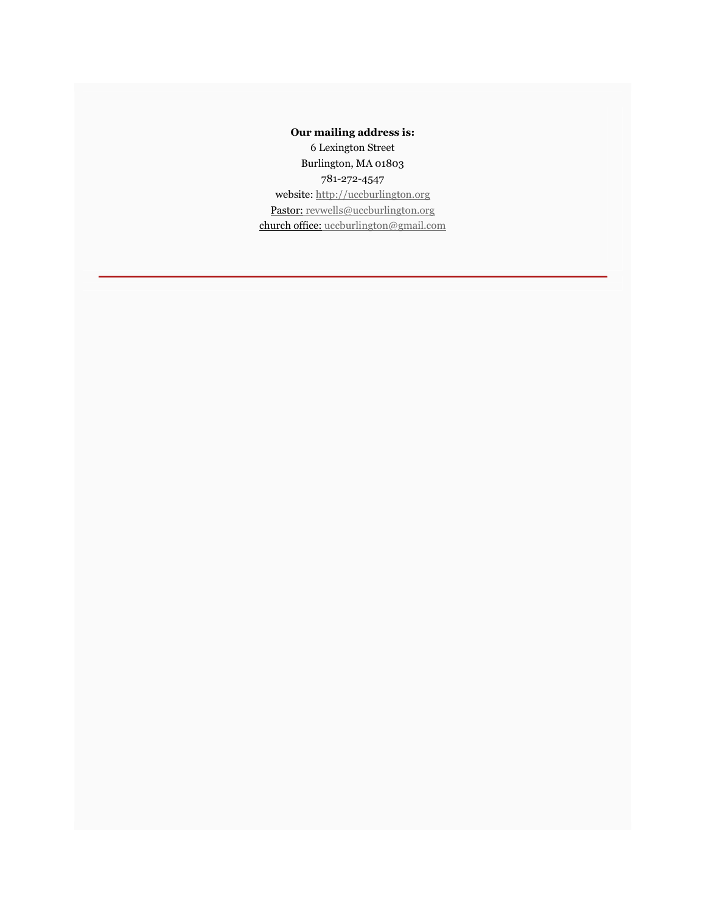**Our mailing address is:**
6 Lexington Street
Burlington, MA 01803
781-272-4547
website: http://uccburlington.org
Pastor: revwells@uccburlington.org
church office: uccburlington@gmail.com

---